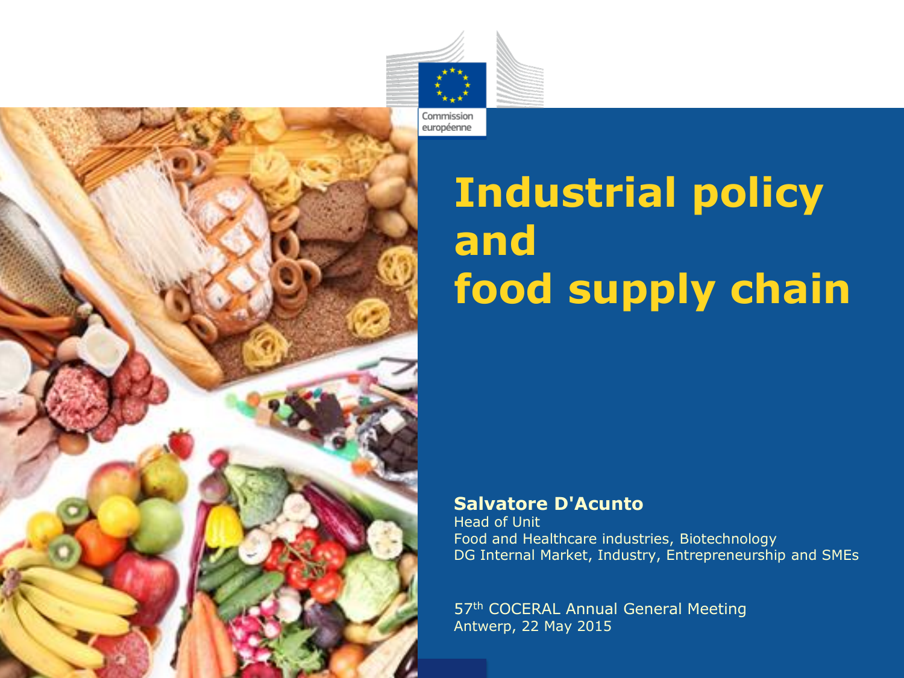Commission européenne

# Industrial policy and food supply chain

**Salvatore D'Acunto**
Head of Unit
Food and Healthcare industries, Biotechnology
DG Internal Market, Industry, Entrepreneurship and SMEs

57th COCERAL Annual General Meeting
Antwerp, 22 May 2015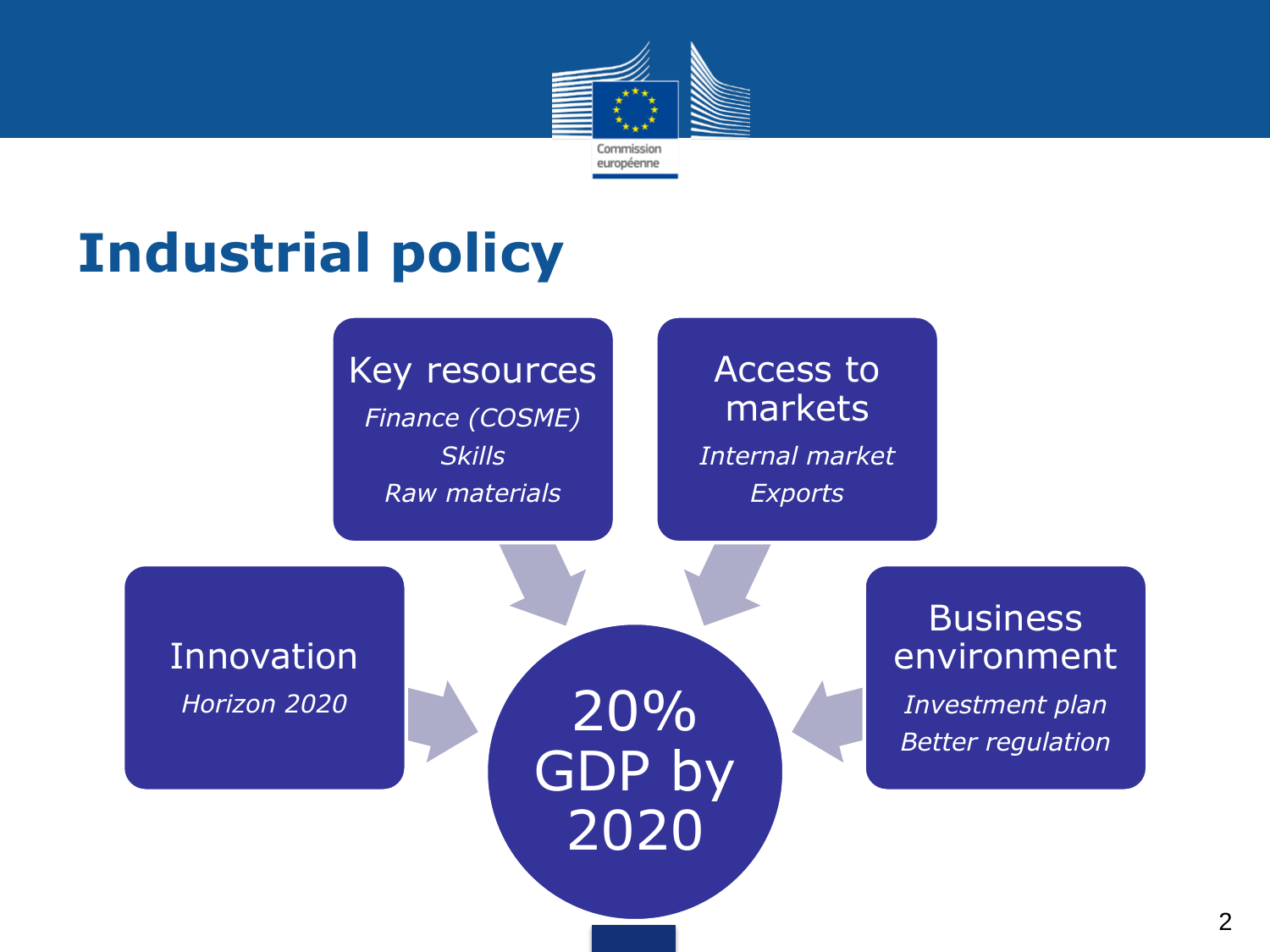# Industrial policy

**Key resources**
*Finance (COSME)*
*Skills*
*Raw materials*

**Access to markets**
*Internal market*
*Exports*

**Innovation**
*Horizon 2020*

**Business environment**
*Investment plan*
*Better regulation*

**20% GDP by 2020**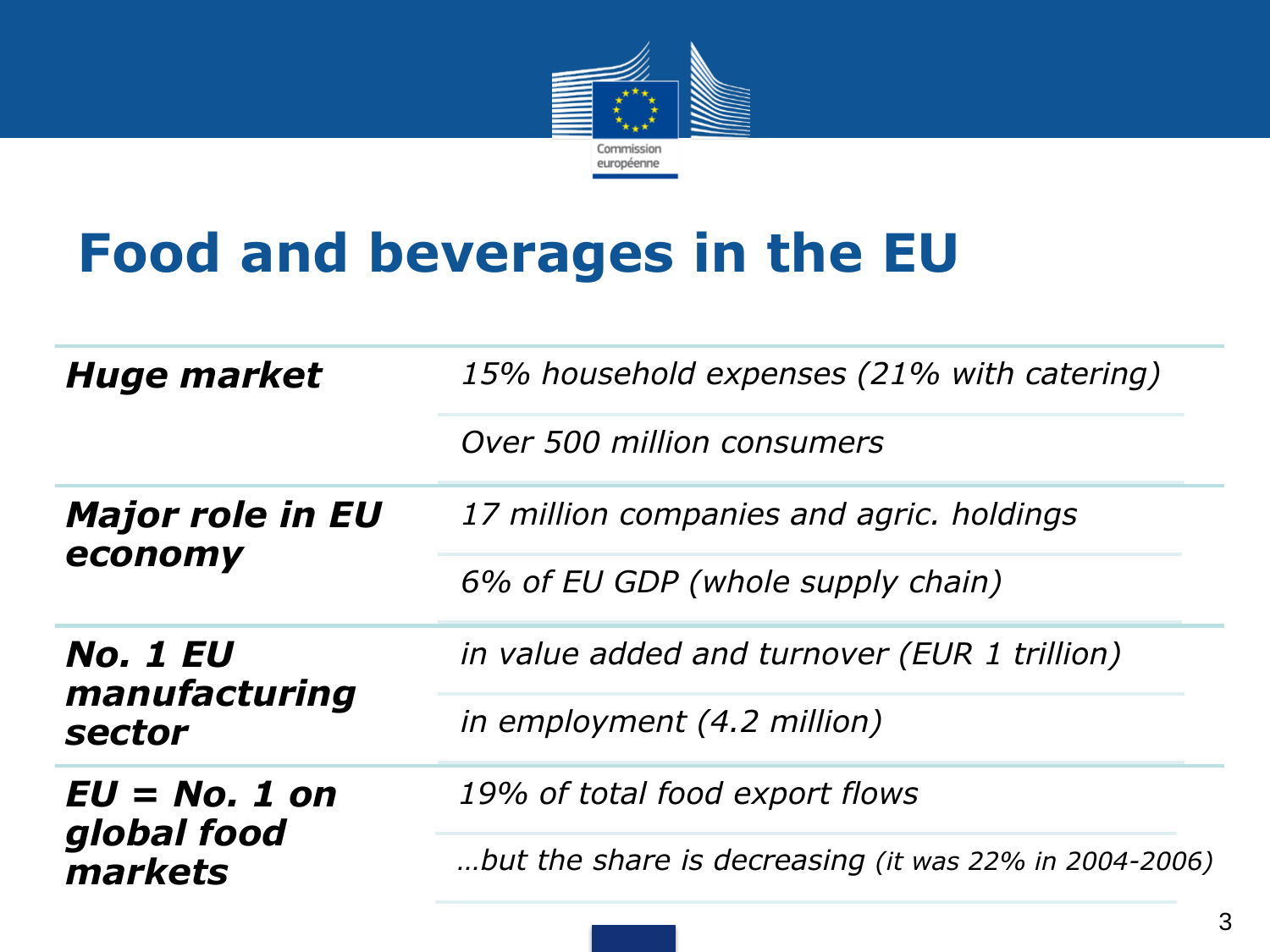# Food and beverages in the EU

| | |
|---|---|
| ***Huge market*** | *15% household expenses (21% with catering)* |
| | *Over 500 million consumers* |
| ***Major role in EU economy*** | *17 million companies and agric. holdings* |
| | *6% of EU GDP (whole supply chain)* |
| ***No. 1 EU manufacturing sector*** | *in value added and turnover (EUR 1 trillion)* |
| | *in employment (4.2 million)* |
| ***EU = No. 1 on global food markets*** | *19% of total food export flows* |
| | *…but the share is decreasing (it was 22% in 2004-2006)* |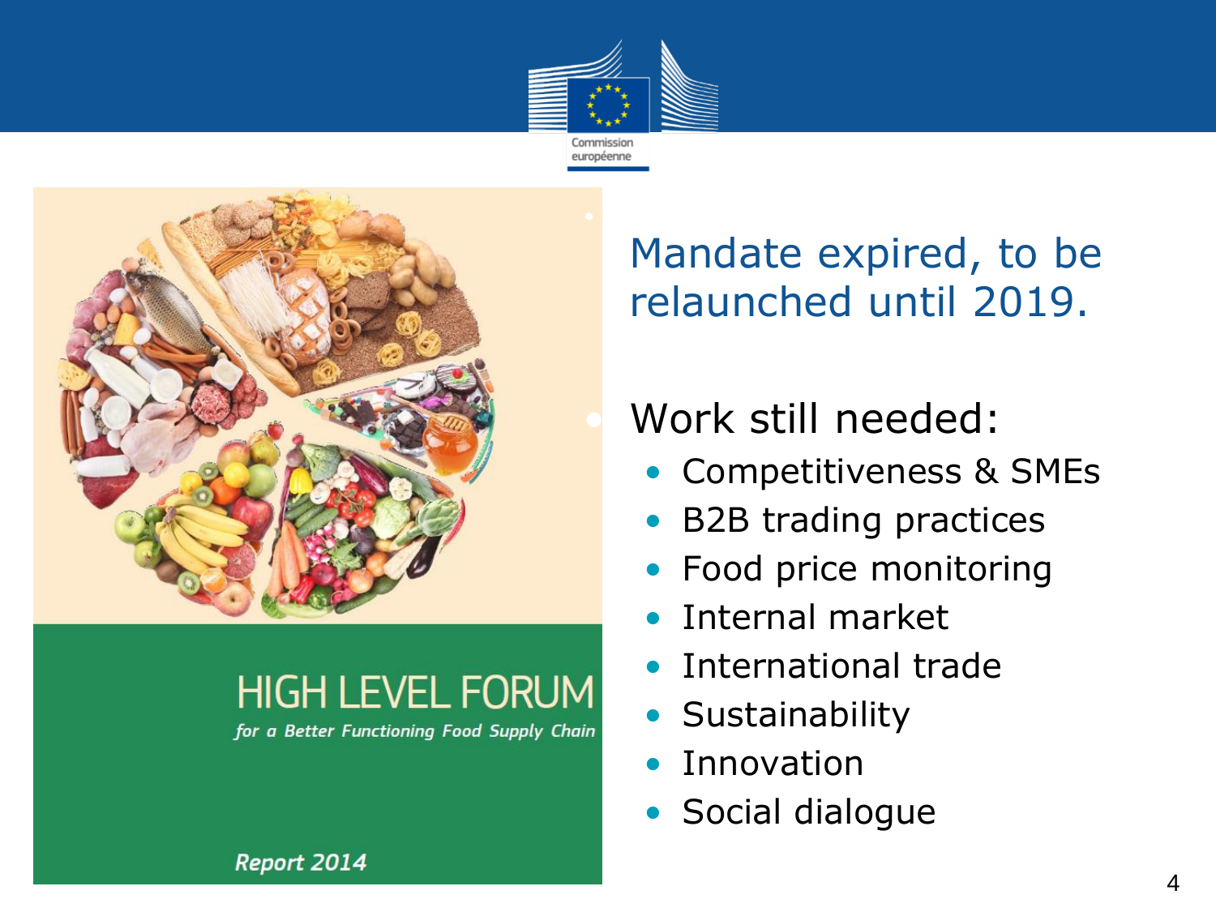HIGH LEVEL FORUM

*for a Better Functioning Food Supply Chain*

*Report 2014*

## Mandate expired, to be relaunched until 2019.

### Work still needed:

- Competitiveness & SMEs
- B2B trading practices
- Food price monitoring
- Internal market
- International trade
- Sustainability
- Innovation
- Social dialogue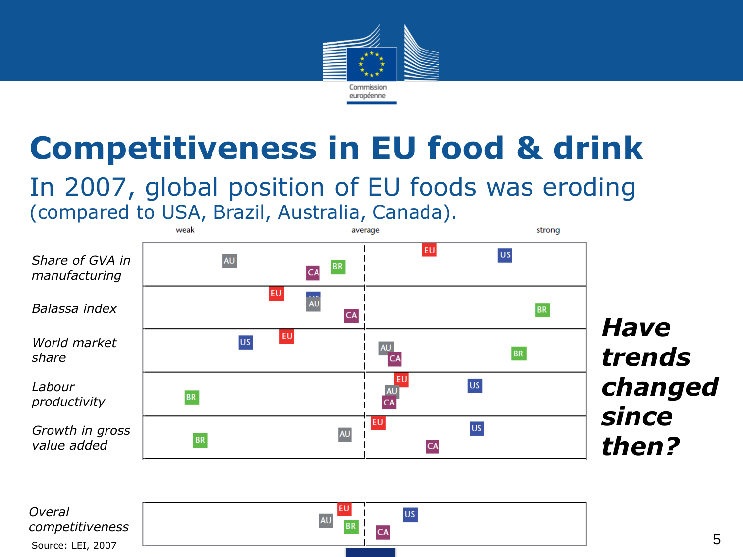# Competitiveness in EU food & drink

In 2007, global position of EU foods was eroding

(compared to USA, Brazil, Australia, Canada).

weak | average | strong

*Share of GVA in manufacturing*

*Balassa index*

*World market share*

*Labour productivity*

*Growth in gross value added*

*Overal competitiveness*

Source: LEI, 2007

***Have trends changed since then?***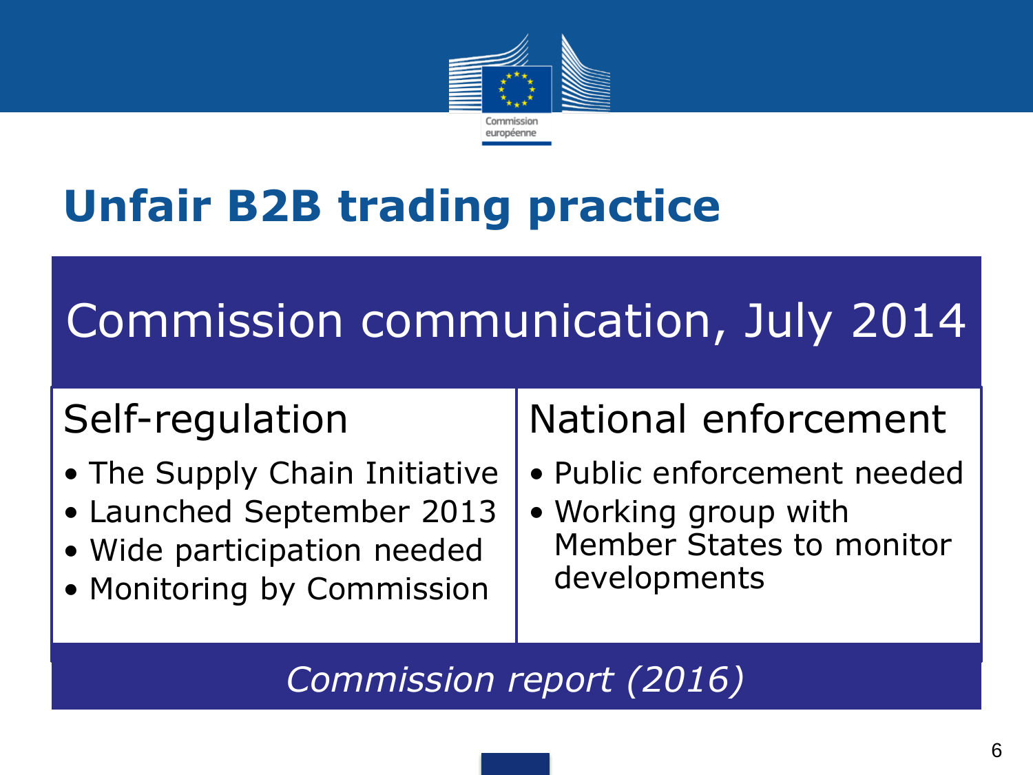# Unfair B2B trading practice

## Commission communication, July 2014

### Self-regulation

- The Supply Chain Initiative
- Launched September 2013
- Wide participation needed
- Monitoring by Commission

### National enforcement

- Public enforcement needed
- Working group with Member States to monitor developments

*Commission report (2016)*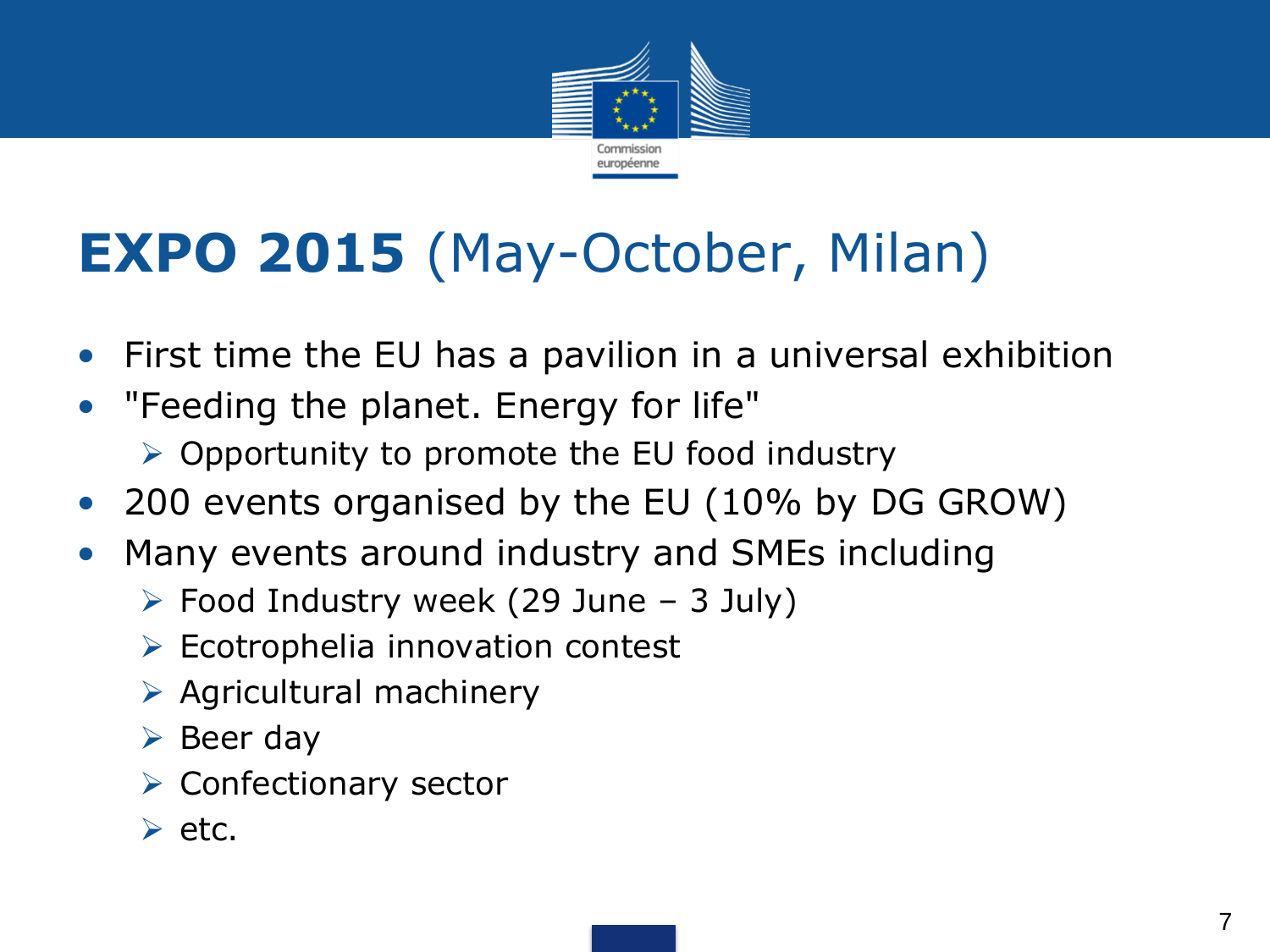# **EXPO 2015** (May-October, Milan)

- First time the EU has a pavilion in a universal exhibition
- "Feeding the planet. Energy for life"
  - Opportunity to promote the EU food industry
- 200 events organised by the EU (10% by DG GROW)
- Many events around industry and SMEs including
  - Food Industry week (29 June – 3 July)
  - Ecotrophelia innovation contest
  - Agricultural machinery
  - Beer day
  - Confectionary sector
  - etc.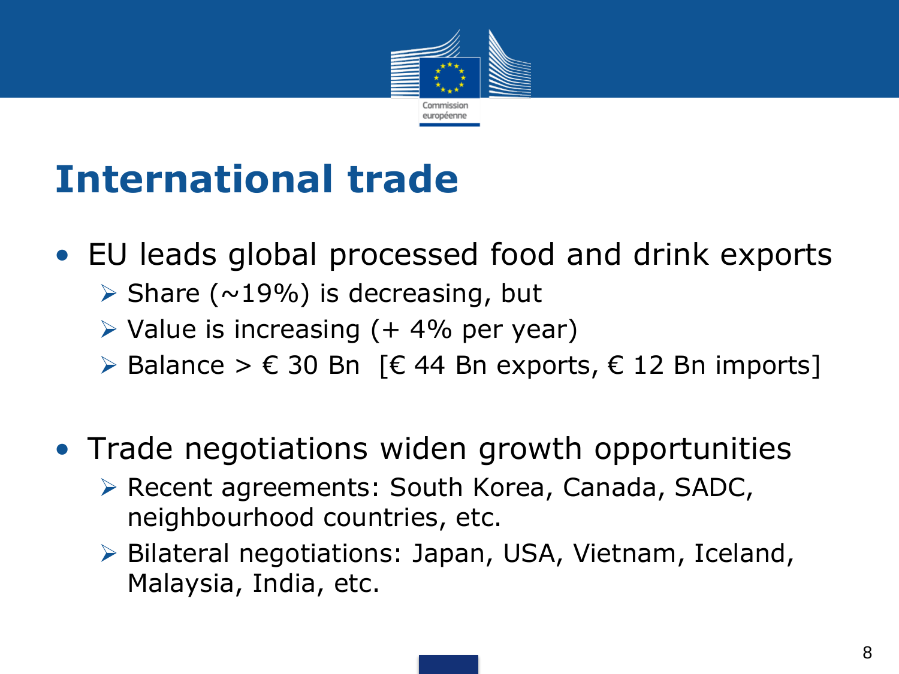# International trade

- EU leads global processed food and drink exports
  - Share (~19%) is decreasing, but
  - Value is increasing (+ 4% per year)
  - Balance > € 30 Bn [€ 44 Bn exports, € 12 Bn imports]

- Trade negotiations widen growth opportunities
  - Recent agreements: South Korea, Canada, SADC, neighbourhood countries, etc.
  - Bilateral negotiations: Japan, USA, Vietnam, Iceland, Malaysia, India, etc.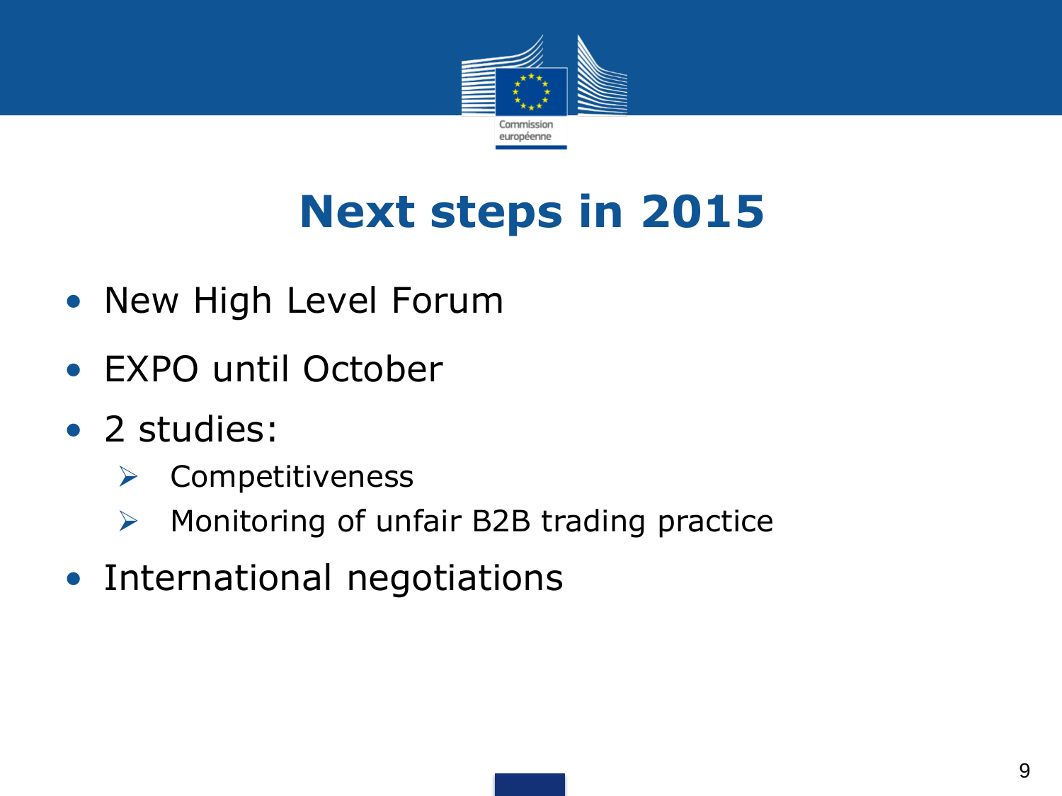# Next steps in 2015

- New High Level Forum
- EXPO until October
- 2 studies:
  - Competitiveness
  - Monitoring of unfair B2B trading practice
- International negotiations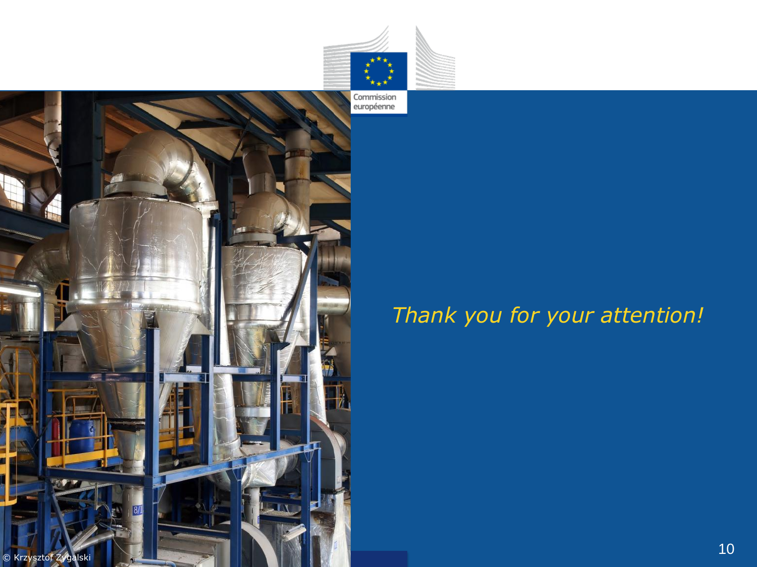*Thank you for your attention!*

© Krzysztof Zygalski